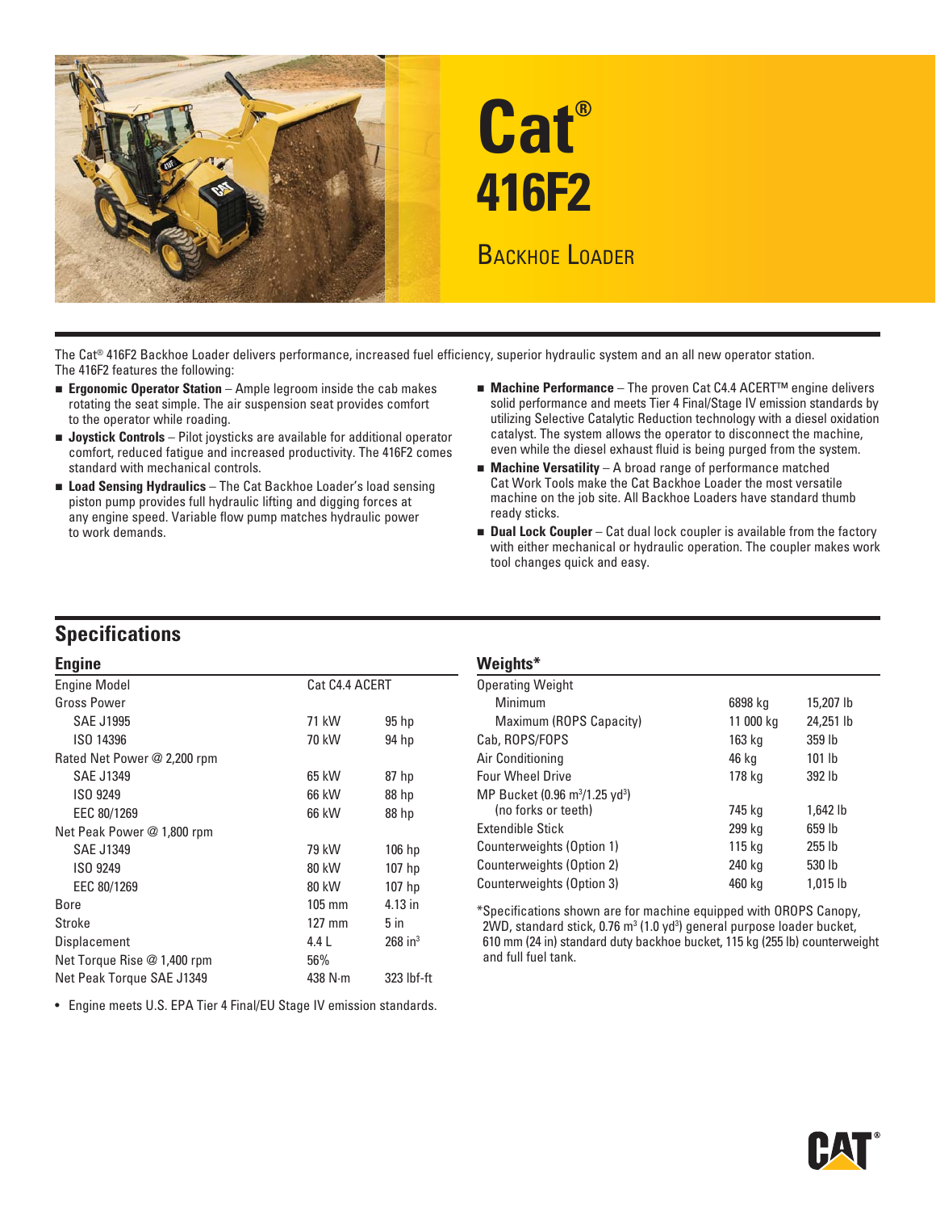# Cat®

# 416F2

## Backhoe Loader

The Cat® 416F2 Backhoe Loader delivers performance, increased fuel efficiency, superior hydraulic system and an all new operator station. The 416F2 features the following:

- **Ergonomic Operator Station** – Ample legroom inside the cab makes rotating the seat simple. The air suspension seat provides comfort to the operator while roading.
- **Joystick Controls** – Pilot joysticks are available for additional operator comfort, reduced fatigue and increased productivity. The 416F2 comes standard with mechanical controls.
- **Load Sensing Hydraulics** – The Cat Backhoe Loader's load sensing piston pump provides full hydraulic lifting and digging forces at any engine speed. Variable flow pump matches hydraulic power to work demands.
- **Machine Performance** – The proven Cat C4.4 ACERT™ engine delivers solid performance and meets Tier 4 Final/Stage IV emission standards by utilizing Selective Catalytic Reduction technology with a diesel oxidation catalyst. The system allows the operator to disconnect the machine, even while the diesel exhaust fluid is being purged from the system.
- **Machine Versatility** – A broad range of performance matched Cat Work Tools make the Cat Backhoe Loader the most versatile machine on the job site. All Backhoe Loaders have standard thumb ready sticks.
- **Dual Lock Coupler** – Cat dual lock coupler is available from the factory with either mechanical or hydraulic operation. The coupler makes work tool changes quick and easy.

## Specifications

### Engine

| | | |
|---|---|---|
| Engine Model | Cat C4.4 ACERT | |
| Gross Power | | |
| SAE J1995 | 71 kW | 95 hp |
| ISO 14396 | 70 kW | 94 hp |
| Rated Net Power @ 2,200 rpm | | |
| SAE J1349 | 65 kW | 87 hp |
| ISO 9249 | 66 kW | 88 hp |
| EEC 80/1269 | 66 kW | 88 hp |
| Net Peak Power @ 1,800 rpm | | |
| SAE J1349 | 79 kW | 106 hp |
| ISO 9249 | 80 kW | 107 hp |
| EEC 80/1269 | 80 kW | 107 hp |
| Bore | 105 mm | 4.13 in |
| Stroke | 127 mm | 5 in |
| Displacement | 4.4 L | 268 in³ |
| Net Torque Rise @ 1,400 rpm | 56% | |
| Net Peak Torque SAE J1349 | 438 N·m | 323 lbf-ft |

- Engine meets U.S. EPA Tier 4 Final/EU Stage IV emission standards.

### Weights*

| | | |
|---|---|---|
| Operating Weight | | |
| Minimum | 6898 kg | 15,207 lb |
| Maximum (ROPS Capacity) | 11 000 kg | 24,251 lb |
| Cab, ROPS/FOPS | 163 kg | 359 lb |
| Air Conditioning | 46 kg | 101 lb |
| Four Wheel Drive | 178 kg | 392 lb |
| MP Bucket (0.96 m³/1.25 yd³) (no forks or teeth) | 745 kg | 1,642 lb |
| Extendible Stick | 299 kg | 659 lb |
| Counterweights (Option 1) | 115 kg | 255 lb |
| Counterweights (Option 2) | 240 kg | 530 lb |
| Counterweights (Option 3) | 460 kg | 1,015 lb |

*Specifications shown are for machine equipped with OROPS Canopy, 2WD, standard stick, 0.76 m³ (1.0 yd³) general purpose loader bucket, 610 mm (24 in) standard duty backhoe bucket, 115 kg (255 lb) counterweight and full fuel tank.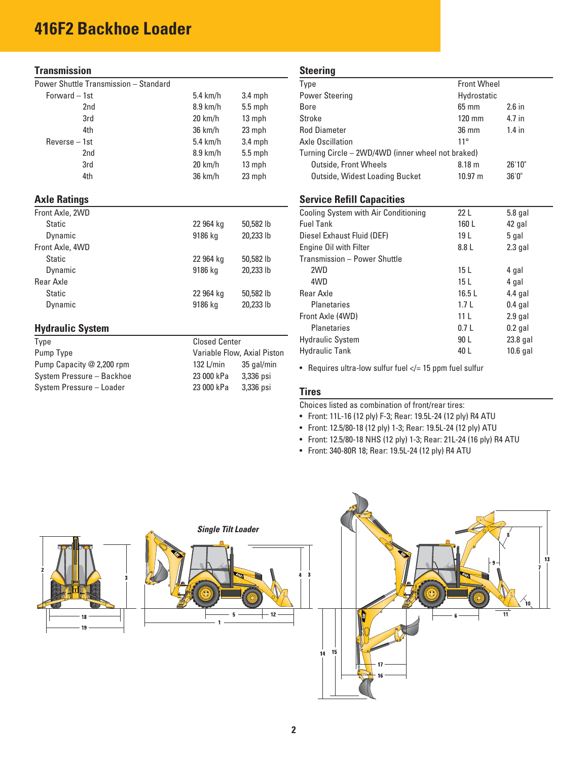# 416F2 Backhoe Loader

## Transmission

| Power Shuttle Transmission – Standard | | |
|---|---|---|
| Forward – 1st | 5.4 km/h | 3.4 mph |
| 2nd | 8.9 km/h | 5.5 mph |
| 3rd | 20 km/h | 13 mph |
| 4th | 36 km/h | 23 mph |
| Reverse – 1st | 5.4 km/h | 3.4 mph |
| 2nd | 8.9 km/h | 5.5 mph |
| 3rd | 20 km/h | 13 mph |
| 4th | 36 km/h | 23 mph |

## Axle Ratings

| | | |
|---|---|---|
| Front Axle, 2WD | | |
| Static | 22 964 kg | 50,582 lb |
| Dynamic | 9186 kg | 20,233 lb |
| Front Axle, 4WD | | |
| Static | 22 964 kg | 50,582 lb |
| Dynamic | 9186 kg | 20,233 lb |
| Rear Axle | | |
| Static | 22 964 kg | 50,582 lb |
| Dynamic | 9186 kg | 20,233 lb |

## Hydraulic System

| | | |
|---|---|---|
| Type | Closed Center | |
| Pump Type | Variable Flow, Axial Piston | |
| Pump Capacity @ 2,200 rpm | 132 L/min | 35 gal/min |
| System Pressure – Backhoe | 23 000 kPa | 3,336 psi |
| System Pressure – Loader | 23 000 kPa | 3,336 psi |

## Steering

| | | |
|---|---|---|
| Type | Front Wheel | |
| Power Steering | Hydrostatic | |
| Bore | 65 mm | 2.6 in |
| Stroke | 120 mm | 4.7 in |
| Rod Diameter | 36 mm | 1.4 in |
| Axle Oscillation | 11° | |
| Turning Circle – 2WD/4WD (inner wheel not braked) | | |
| Outside, Front Wheels | 8.18 m | 26'10" |
| Outside, Widest Loading Bucket | 10.97 m | 36'0" |

## Service Refill Capacities

| | | |
|---|---|---|
| Cooling System with Air Conditioning | 22 L | 5.8 gal |
| Fuel Tank | 160 L | 42 gal |
| Diesel Exhaust Fluid (DEF) | 19 L | 5 gal |
| Engine Oil with Filter | 8.8 L | 2.3 gal |
| Transmission – Power Shuttle | | |
| 2WD | 15 L | 4 gal |
| 4WD | 15 L | 4 gal |
| Rear Axle | 16.5 L | 4.4 gal |
| Planetaries | 1.7 L | 0.4 gal |
| Front Axle (4WD) | 11 L | 2.9 gal |
| Planetaries | 0.7 L | 0.2 gal |
| Hydraulic System | 90 L | 23.8 gal |
| Hydraulic Tank | 40 L | 10.6 gal |

- Requires ultra-low sulfur fuel </= 15 ppm fuel sulfur

## Tires

Choices listed as combination of front/rear tires:

- Front: 11L-16 (12 ply) F-3; Rear: 19.5L-24 (12 ply) R4 ATU
- Front: 12.5/80-18 (12 ply) 1-3; Rear: 19.5L-24 (12 ply) ATU
- Front: 12.5/80-18 NHS (12 ply) 1-3; Rear: 21L-24 (16 ply) R4 ATU
- Front: 340-80R 18; Rear: 19.5L-24 (12 ply) R4 ATU

*Single Tilt Loader*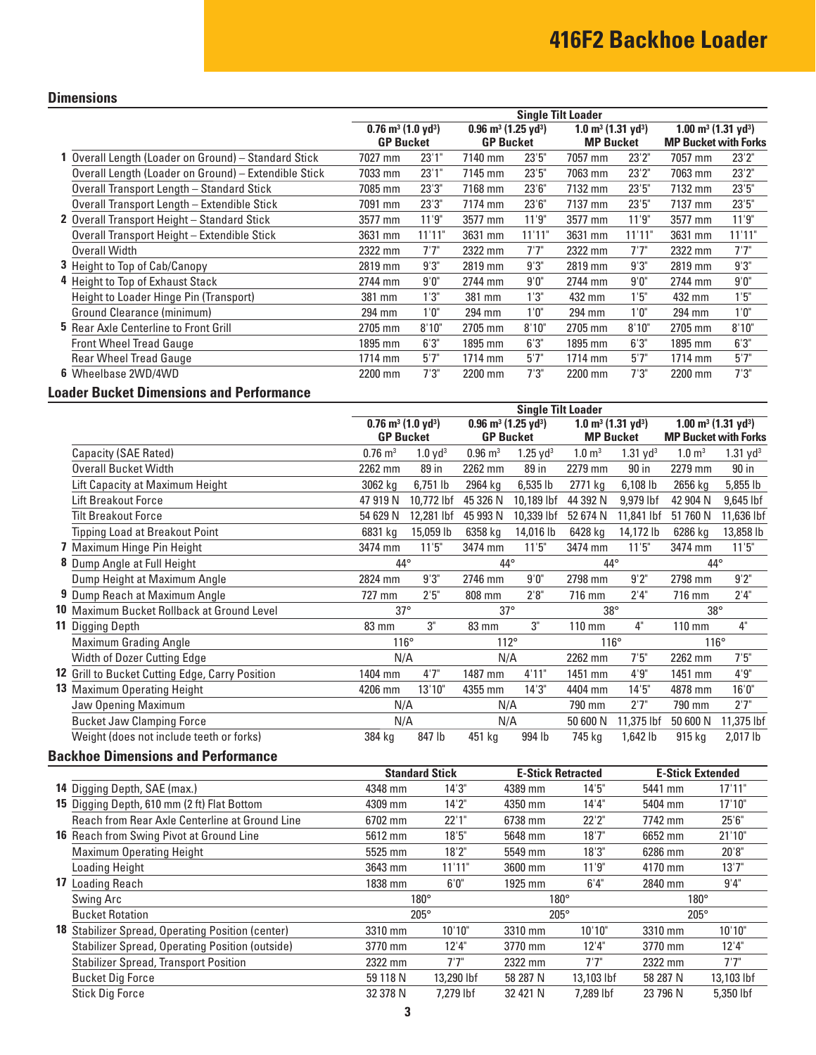# 416F2 Backhoe Loader

## Dimensions

| | | Single Tilt Loader | | | | | | | |
|---|---|---|---|---|---|---|---|---|---|
| | | 0.76 $m^3$ (1.0 $yd^3$) GP Bucket | | 0.96 $m^3$ (1.25 $yd^3$) GP Bucket | | 1.0 $m^3$ (1.31 $yd^3$) MP Bucket | | 1.00 $m^3$ (1.31 $yd^3$) MP Bucket with Forks | |
| 1 | Overall Length (Loader on Ground) – Standard Stick | 7027 mm | 23'1" | 7140 mm | 23'5" | 7057 mm | 23'2" | 7057 mm | 23'2" |
| | Overall Length (Loader on Ground) – Extendible Stick | 7033 mm | 23'1" | 7145 mm | 23'5" | 7063 mm | 23'2" | 7063 mm | 23'2" |
| | Overall Transport Length – Standard Stick | 7085 mm | 23'3" | 7168 mm | 23'6" | 7132 mm | 23'5" | 7132 mm | 23'5" |
| | Overall Transport Length – Extendible Stick | 7091 mm | 23'3" | 7174 mm | 23'6" | 7137 mm | 23'5" | 7137 mm | 23'5" |
| 2 | Overall Transport Height – Standard Stick | 3577 mm | 11'9" | 3577 mm | 11'9" | 3577 mm | 11'9" | 3577 mm | 11'9" |
| | Overall Transport Height – Extendible Stick | 3631 mm | 11'11" | 3631 mm | 11'11" | 3631 mm | 11'11" | 3631 mm | 11'11" |
| | Overall Width | 2322 mm | 7'7" | 2322 mm | 7'7" | 2322 mm | 7'7" | 2322 mm | 7'7" |
| 3 | Height to Top of Cab/Canopy | 2819 mm | 9'3" | 2819 mm | 9'3" | 2819 mm | 9'3" | 2819 mm | 9'3" |
| 4 | Height to Top of Exhaust Stack | 2744 mm | 9'0" | 2744 mm | 9'0" | 2744 mm | 9'0" | 2744 mm | 9'0" |
| | Height to Loader Hinge Pin (Transport) | 381 mm | 1'3" | 381 mm | 1'3" | 432 mm | 1'5" | 432 mm | 1'5" |
| | Ground Clearance (minimum) | 294 mm | 1'0" | 294 mm | 1'0" | 294 mm | 1'0" | 294 mm | 1'0" |
| 5 | Rear Axle Centerline to Front Grill | 2705 mm | 8'10" | 2705 mm | 8'10" | 2705 mm | 8'10" | 2705 mm | 8'10" |
| | Front Wheel Tread Gauge | 1895 mm | 6'3" | 1895 mm | 6'3" | 1895 mm | 6'3" | 1895 mm | 6'3" |
| | Rear Wheel Tread Gauge | 1714 mm | 5'7" | 1714 mm | 5'7" | 1714 mm | 5'7" | 1714 mm | 5'7" |
| 6 | Wheelbase 2WD/4WD | 2200 mm | 7'3" | 2200 mm | 7'3" | 2200 mm | 7'3" | 2200 mm | 7'3" |

## Loader Bucket Dimensions and Performance

| | | Single Tilt Loader | | | | | | | |
|---|---|---|---|---|---|---|---|---|---|
| | | 0.76 $m^3$ (1.0 $yd^3$) GP Bucket | | 0.96 $m^3$ (1.25 $yd^3$) GP Bucket | | 1.0 $m^3$ (1.31 $yd^3$) MP Bucket | | 1.00 $m^3$ (1.31 $yd^3$) MP Bucket with Forks | |
| | Capacity (SAE Rated) | 0.76 $m^3$ | 1.0 $yd^3$ | 0.96 $m^3$ | 1.25 $yd^3$ | 1.0 $m^3$ | 1.31 $yd^3$ | 1.0 $m^3$ | 1.31 $yd^3$ |
| | Overall Bucket Width | 2262 mm | 89 in | 2262 mm | 89 in | 2279 mm | 90 in | 2279 mm | 90 in |
| | Lift Capacity at Maximum Height | 3062 kg | 6,751 lb | 2964 kg | 6,535 lb | 2771 kg | 6,108 lb | 2656 kg | 5,855 lb |
| | Lift Breakout Force | 47 919 N | 10,772 lbf | 45 326 N | 10,189 lbf | 44 392 N | 9,979 lbf | 42 904 N | 9,645 lbf |
| | Tilt Breakout Force | 54 629 N | 12,281 lbf | 45 993 N | 10,339 lbf | 52 674 N | 11,841 lbf | 51 760 N | 11,636 lbf |
| | Tipping Load at Breakout Point | 6831 kg | 15,059 lb | 6358 kg | 14,016 lb | 6428 kg | 14,172 lb | 6286 kg | 13,858 lb |
| 7 | Maximum Hinge Pin Height | 3474 mm | 11'5" | 3474 mm | 11'5" | 3474 mm | 11'5" | 3474 mm | 11'5" |
| 8 | Dump Angle at Full Height | 44° | | 44° | | 44° | | 44° | |
| | Dump Height at Maximum Angle | 2824 mm | 9'3" | 2746 mm | 9'0" | 2798 mm | 9'2" | 2798 mm | 9'2" |
| 9 | Dump Reach at Maximum Angle | 727 mm | 2'5" | 808 mm | 2'8" | 716 mm | 2'4" | 716 mm | 2'4" |
| 10 | Maximum Bucket Rollback at Ground Level | 37° | | 37° | | 38° | | 38° | |
| 11 | Digging Depth | 83 mm | 3" | 83 mm | 3" | 110 mm | 4" | 110 mm | 4" |
| | Maximum Grading Angle | 116° | | 112° | | 116° | | 116° | |
| | Width of Dozer Cutting Edge | N/A | | N/A | | 2262 mm | 7'5" | 2262 mm | 7'5" |
| 12 | Grill to Bucket Cutting Edge, Carry Position | 1404 mm | 4'7" | 1487 mm | 4'11" | 1451 mm | 4'9" | 1451 mm | 4'9" |
| 13 | Maximum Operating Height | 4206 mm | 13'10" | 4355 mm | 14'3" | 4404 mm | 14'5" | 4878 mm | 16'0" |
| | Jaw Opening Maximum | N/A | | N/A | | 790 mm | 2'7" | 790 mm | 2'7" |
| | Bucket Jaw Clamping Force | N/A | | N/A | | 50 600 N | 11,375 lbf | 50 600 N | 11,375 lbf |
| | Weight (does not include teeth or forks) | 384 kg | 847 lb | 451 kg | 994 lb | 745 kg | 1,642 lb | 915 kg | 2,017 lb |

## Backhoe Dimensions and Performance

| | | Standard Stick | | E-Stick Retracted | | E-Stick Extended | |
|---|---|---|---|---|---|---|---|
| 14 | Digging Depth, SAE (max.) | 4348 mm | 14'3" | 4389 mm | 14'5" | 5441 mm | 17'11" |
| 15 | Digging Depth, 610 mm (2 ft) Flat Bottom | 4309 mm | 14'2" | 4350 mm | 14'4" | 5404 mm | 17'10" |
| | Reach from Rear Axle Centerline at Ground Line | 6702 mm | 22'1" | 6738 mm | 22'2" | 7742 mm | 25'6" |
| 16 | Reach from Swing Pivot at Ground Line | 5612 mm | 18'5" | 5648 mm | 18'7" | 6652 mm | 21'10" |
| | Maximum Operating Height | 5525 mm | 18'2" | 5549 mm | 18'3" | 6286 mm | 20'8" |
| | Loading Height | 3643 mm | 11'11" | 3600 mm | 11'9" | 4170 mm | 13'7" |
| 17 | Loading Reach | 1838 mm | 6'0" | 1925 mm | 6'4" | 2840 mm | 9'4" |
| | Swing Arc | 180° | | 180° | | 180° | |
| | Bucket Rotation | 205° | | 205° | | 205° | |
| 18 | Stabilizer Spread, Operating Position (center) | 3310 mm | 10'10" | 3310 mm | 10'10" | 3310 mm | 10'10" |
| | Stabilizer Spread, Operating Position (outside) | 3770 mm | 12'4" | 3770 mm | 12'4" | 3770 mm | 12'4" |
| | Stabilizer Spread, Transport Position | 2322 mm | 7'7" | 2322 mm | 7'7" | 2322 mm | 7'7" |
| | Bucket Dig Force | 59 118 N | 13,290 lbf | 58 287 N | 13,103 lbf | 58 287 N | 13,103 lbf |
| | Stick Dig Force | 32 378 N | 7,279 lbf | 32 421 N | 7,289 lbf | 23 796 N | 5,350 lbf |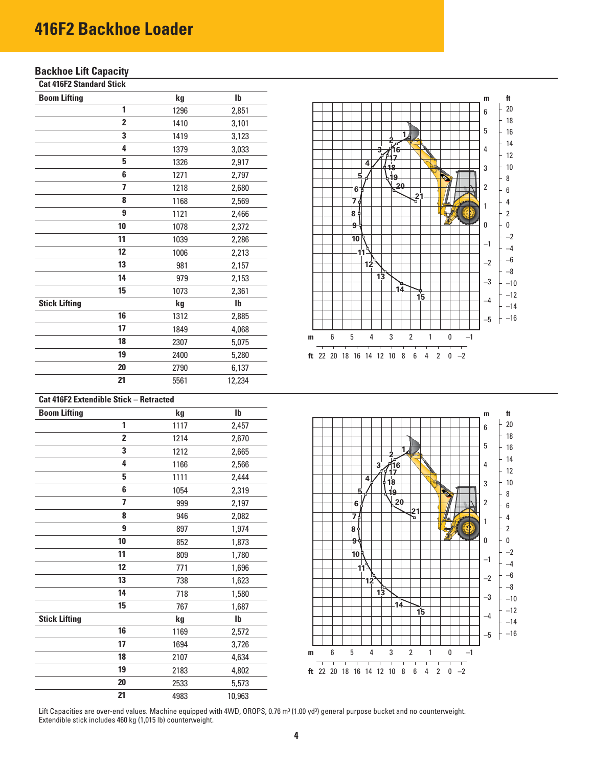# 416F2 Backhoe Loader

## Backhoe Lift Capacity

### Cat 416F2 Standard Stick

| Boom Lifting | kg | lb |
|---|---|---|
| 1 | 1296 | 2,851 |
| 2 | 1410 | 3,101 |
| 3 | 1419 | 3,123 |
| 4 | 1379 | 3,033 |
| 5 | 1326 | 2,917 |
| 6 | 1271 | 2,797 |
| 7 | 1218 | 2,680 |
| 8 | 1168 | 2,569 |
| 9 | 1121 | 2,466 |
| 10 | 1078 | 2,372 |
| 11 | 1039 | 2,286 |
| 12 | 1006 | 2,213 |
| 13 | 981 | 2,157 |
| 14 | 979 | 2,153 |
| 15 | 1073 | 2,361 |
| **Stick Lifting** | **kg** | **lb** |
| 16 | 1312 | 2,885 |
| 17 | 1849 | 4,068 |
| 18 | 2307 | 5,075 |
| 19 | 2400 | 5,280 |
| 20 | 2790 | 6,137 |
| 21 | 5561 | 12,234 |

### Cat 416F2 Extendible Stick – Retracted

| Boom Lifting | kg | lb |
|---|---|---|
| 1 | 1117 | 2,457 |
| 2 | 1214 | 2,670 |
| 3 | 1212 | 2,665 |
| 4 | 1166 | 2,566 |
| 5 | 1111 | 2,444 |
| 6 | 1054 | 2,319 |
| 7 | 999 | 2,197 |
| 8 | 946 | 2,082 |
| 9 | 897 | 1,974 |
| 10 | 852 | 1,873 |
| 11 | 809 | 1,780 |
| 12 | 771 | 1,696 |
| 13 | 738 | 1,623 |
| 14 | 718 | 1,580 |
| 15 | 767 | 1,687 |
| **Stick Lifting** | **kg** | **lb** |
| 16 | 1169 | 2,572 |
| 17 | 1694 | 3,726 |
| 18 | 2107 | 4,634 |
| 19 | 2183 | 4,802 |
| 20 | 2533 | 5,573 |
| 21 | 4983 | 10,963 |

Lift Capacities are over-end values. Machine equipped with 4WD, OROPS, 0.76 m³ (1.00 yd³) general purpose bucket and no counterweight.
Extendible stick includes 460 kg (1,015 lb) counterweight.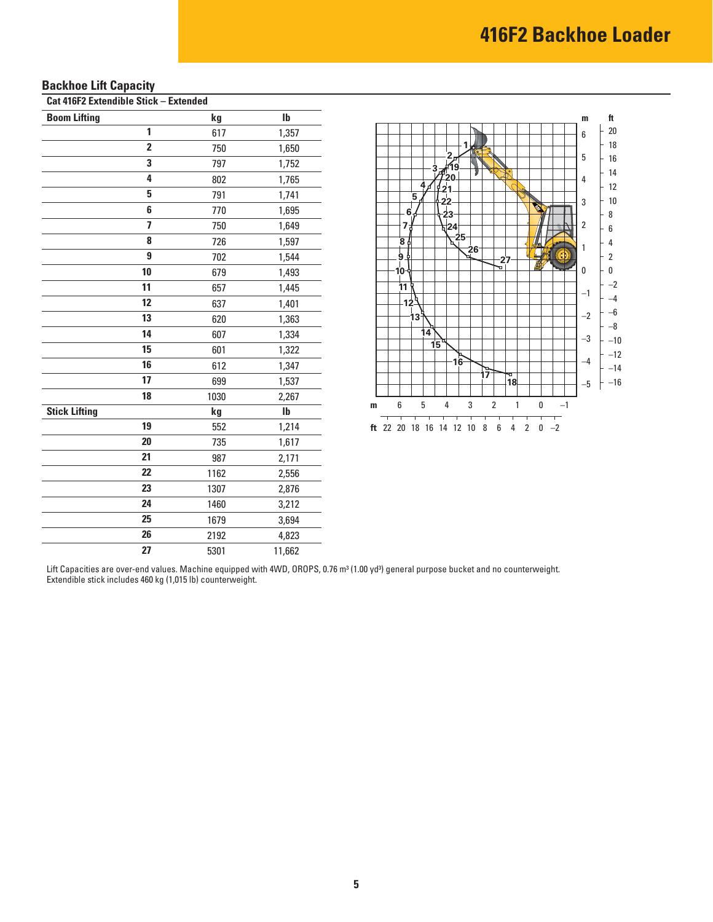## Backhoe Lift Capacity

### Cat 416F2 Extendible Stick – Extended

| Boom Lifting | kg | lb |
|---|---|---|
| 1 | 617 | 1,357 |
| 2 | 750 | 1,650 |
| 3 | 797 | 1,752 |
| 4 | 802 | 1,765 |
| 5 | 791 | 1,741 |
| 6 | 770 | 1,695 |
| 7 | 750 | 1,649 |
| 8 | 726 | 1,597 |
| 9 | 702 | 1,544 |
| 10 | 679 | 1,493 |
| 11 | 657 | 1,445 |
| 12 | 637 | 1,401 |
| 13 | 620 | 1,363 |
| 14 | 607 | 1,334 |
| 15 | 601 | 1,322 |
| 16 | 612 | 1,347 |
| 17 | 699 | 1,537 |
| 18 | 1030 | 2,267 |
| **Stick Lifting** | **kg** | **lb** |
| 19 | 552 | 1,214 |
| 20 | 735 | 1,617 |
| 21 | 987 | 2,171 |
| 22 | 1162 | 2,556 |
| 23 | 1307 | 2,876 |
| 24 | 1460 | 3,212 |
| 25 | 1679 | 3,694 |
| 26 | 2192 | 4,823 |
| 27 | 5301 | 11,662 |

Lift Capacities are over-end values. Machine equipped with 4WD, OROPS, 0.76 m³ (1.00 yd³) general purpose bucket and no counterweight. Extendible stick includes 460 kg (1,015 lb) counterweight.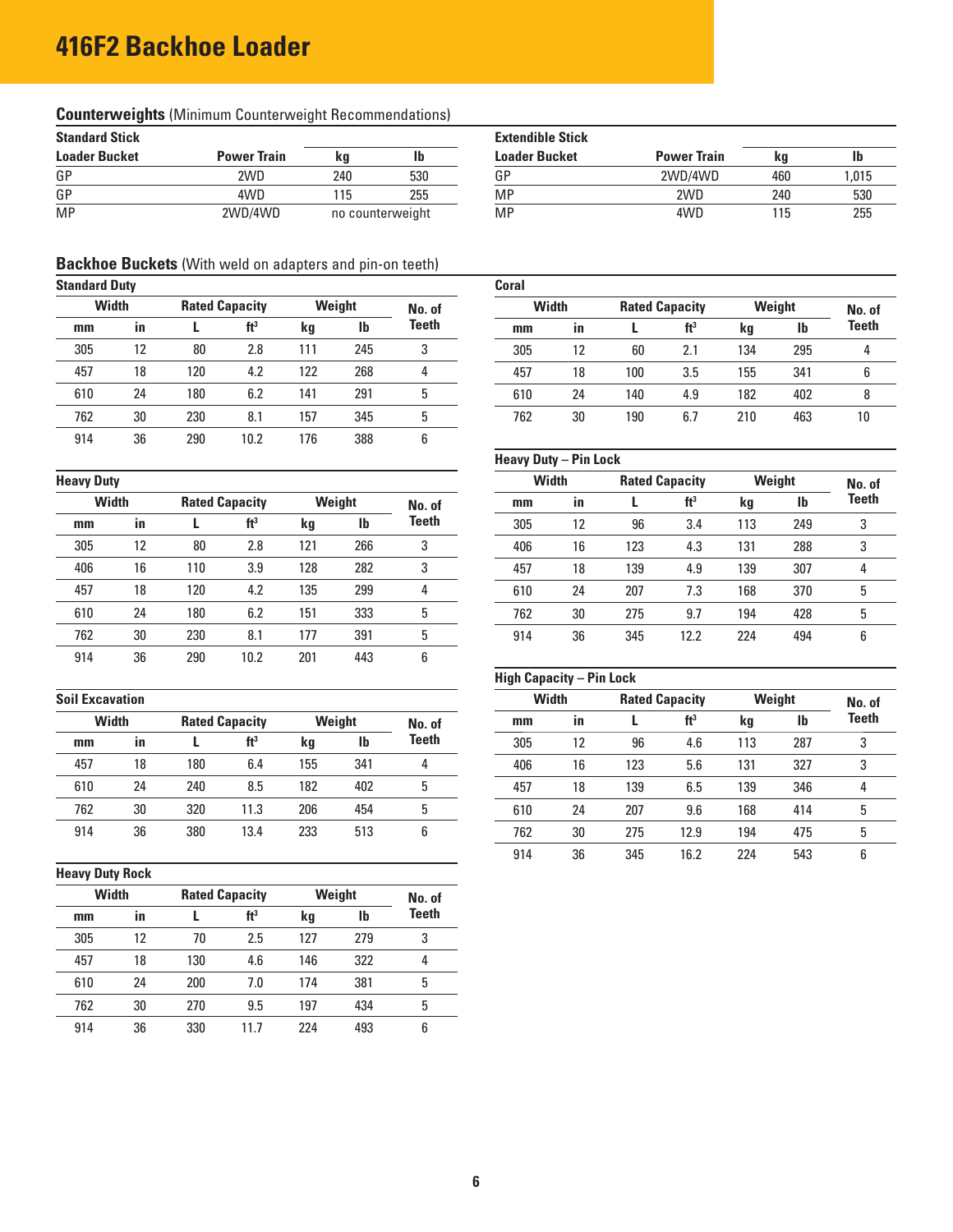# 416F2 Backhoe Loader

## Counterweights (Minimum Counterweight Recommendations)

**Standard Stick**

| Loader Bucket | Power Train | kg | lb |
|---|---|---|---|
| GP | 2WD | 240 | 530 |
| GP | 4WD | 115 | 255 |
| MP | 2WD/4WD | no counterweight | |

**Extendible Stick**

| Loader Bucket | Power Train | kg | lb |
|---|---|---|---|
| GP | 2WD/4WD | 460 | 1,015 |
| MP | 2WD | 240 | 530 |
| MP | 4WD | 115 | 255 |

## Backhoe Buckets (With weld on adapters and pin-on teeth)

**Standard Duty**

| Width | | Rated Capacity | | Weight | | No. of Teeth |
|---|---|---|---|---|---|---|
| mm | in | L | ft³ | kg | lb | |
| 305 | 12 | 80 | 2.8 | 111 | 245 | 3 |
| 457 | 18 | 120 | 4.2 | 122 | 268 | 4 |
| 610 | 24 | 180 | 6.2 | 141 | 291 | 5 |
| 762 | 30 | 230 | 8.1 | 157 | 345 | 5 |
| 914 | 36 | 290 | 10.2 | 176 | 388 | 6 |

**Heavy Duty**

| Width | | Rated Capacity | | Weight | | No. of Teeth |
|---|---|---|---|---|---|---|
| mm | in | L | ft³ | kg | lb | |
| 305 | 12 | 80 | 2.8 | 121 | 266 | 3 |
| 406 | 16 | 110 | 3.9 | 128 | 282 | 3 |
| 457 | 18 | 120 | 4.2 | 135 | 299 | 4 |
| 610 | 24 | 180 | 6.2 | 151 | 333 | 5 |
| 762 | 30 | 230 | 8.1 | 177 | 391 | 5 |
| 914 | 36 | 290 | 10.2 | 201 | 443 | 6 |

**Soil Excavation**

| Width | | Rated Capacity | | Weight | | No. of Teeth |
|---|---|---|---|---|---|---|
| mm | in | L | ft³ | kg | lb | |
| 457 | 18 | 180 | 6.4 | 155 | 341 | 4 |
| 610 | 24 | 240 | 8.5 | 182 | 402 | 5 |
| 762 | 30 | 320 | 11.3 | 206 | 454 | 5 |
| 914 | 36 | 380 | 13.4 | 233 | 513 | 6 |

**Heavy Duty Rock**

| Width | | Rated Capacity | | Weight | | No. of Teeth |
|---|---|---|---|---|---|---|
| mm | in | L | ft³ | kg | lb | |
| 305 | 12 | 70 | 2.5 | 127 | 279 | 3 |
| 457 | 18 | 130 | 4.6 | 146 | 322 | 4 |
| 610 | 24 | 200 | 7.0 | 174 | 381 | 5 |
| 762 | 30 | 270 | 9.5 | 197 | 434 | 5 |
| 914 | 36 | 330 | 11.7 | 224 | 493 | 6 |

**Coral**

| Width | | Rated Capacity | | Weight | | No. of Teeth |
|---|---|---|---|---|---|---|
| mm | in | L | ft³ | kg | lb | |
| 305 | 12 | 60 | 2.1 | 134 | 295 | 4 |
| 457 | 18 | 100 | 3.5 | 155 | 341 | 6 |
| 610 | 24 | 140 | 4.9 | 182 | 402 | 8 |
| 762 | 30 | 190 | 6.7 | 210 | 463 | 10 |

**Heavy Duty – Pin Lock**

| Width | | Rated Capacity | | Weight | | No. of Teeth |
|---|---|---|---|---|---|---|
| mm | in | L | ft³ | kg | lb | |
| 305 | 12 | 96 | 3.4 | 113 | 249 | 3 |
| 406 | 16 | 123 | 4.3 | 131 | 288 | 3 |
| 457 | 18 | 139 | 4.9 | 139 | 307 | 4 |
| 610 | 24 | 207 | 7.3 | 168 | 370 | 5 |
| 762 | 30 | 275 | 9.7 | 194 | 428 | 5 |
| 914 | 36 | 345 | 12.2 | 224 | 494 | 6 |

**High Capacity – Pin Lock**

| Width | | Rated Capacity | | Weight | | No. of Teeth |
|---|---|---|---|---|---|---|
| mm | in | L | ft³ | kg | lb | |
| 305 | 12 | 96 | 4.6 | 113 | 287 | 3 |
| 406 | 16 | 123 | 5.6 | 131 | 327 | 3 |
| 457 | 18 | 139 | 6.5 | 139 | 346 | 4 |
| 610 | 24 | 207 | 9.6 | 168 | 414 | 5 |
| 762 | 30 | 275 | 12.9 | 194 | 475 | 5 |
| 914 | 36 | 345 | 16.2 | 224 | 543 | 6 |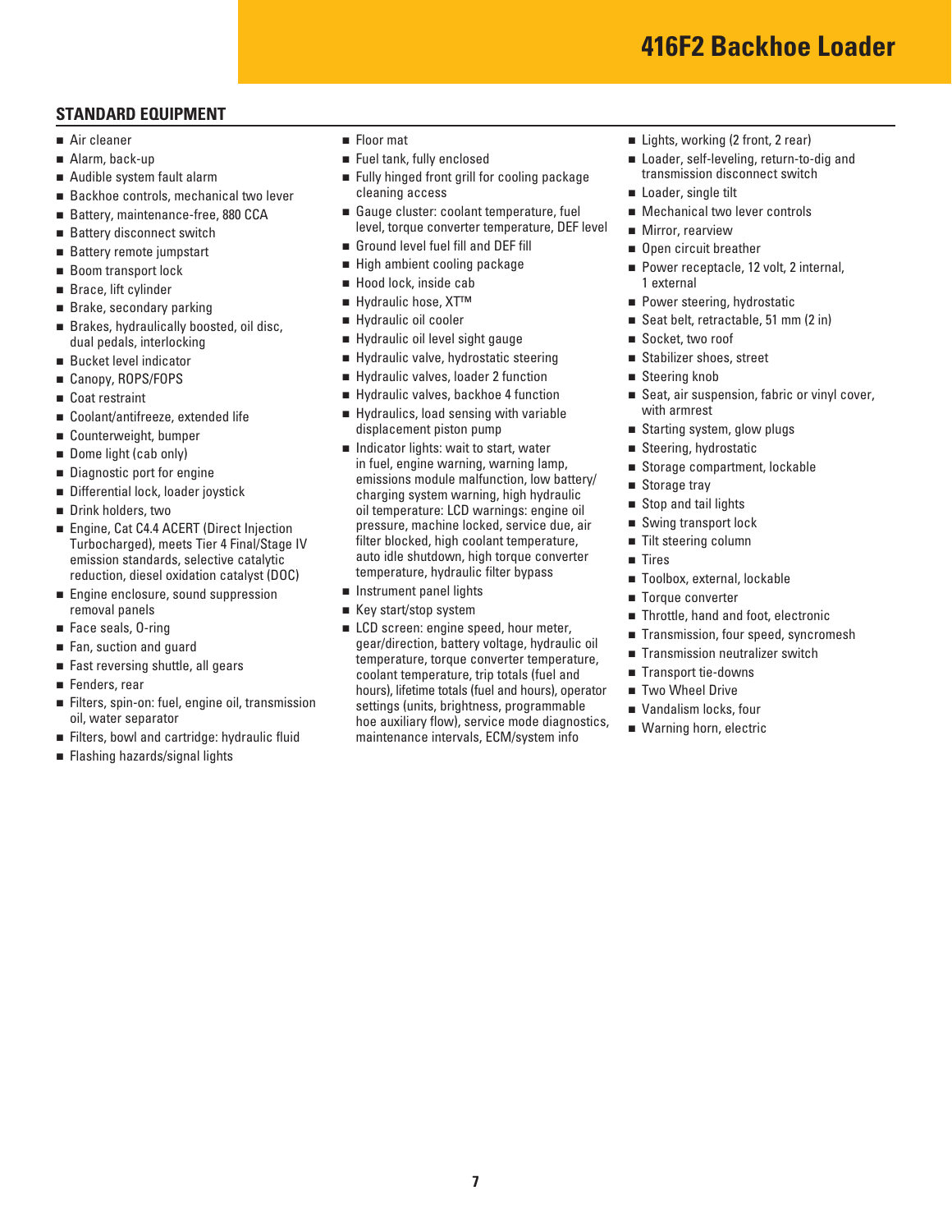# 416F2 Backhoe Loader

## STANDARD EQUIPMENT

- Air cleaner
- Alarm, back-up
- Audible system fault alarm
- Backhoe controls, mechanical two lever
- Battery, maintenance-free, 880 CCA
- Battery disconnect switch
- Battery remote jumpstart
- Boom transport lock
- Brace, lift cylinder
- Brake, secondary parking
- Brakes, hydraulically boosted, oil disc, dual pedals, interlocking
- Bucket level indicator
- Canopy, ROPS/FOPS
- Coat restraint
- Coolant/antifreeze, extended life
- Counterweight, bumper
- Dome light (cab only)
- Diagnostic port for engine
- Differential lock, loader joystick
- Drink holders, two
- Engine, Cat C4.4 ACERT (Direct Injection Turbocharged), meets Tier 4 Final/Stage IV emission standards, selective catalytic reduction, diesel oxidation catalyst (DOC)
- Engine enclosure, sound suppression removal panels
- Face seals, O-ring
- Fan, suction and guard
- Fast reversing shuttle, all gears
- Fenders, rear
- Filters, spin-on: fuel, engine oil, transmission oil, water separator
- Filters, bowl and cartridge: hydraulic fluid
- Flashing hazards/signal lights
- Floor mat
- Fuel tank, fully enclosed
- Fully hinged front grill for cooling package cleaning access
- Gauge cluster: coolant temperature, fuel level, torque converter temperature, DEF level
- Ground level fuel fill and DEF fill
- High ambient cooling package
- Hood lock, inside cab
- Hydraulic hose, XT™
- Hydraulic oil cooler
- Hydraulic oil level sight gauge
- Hydraulic valve, hydrostatic steering
- Hydraulic valves, loader 2 function
- Hydraulic valves, backhoe 4 function
- Hydraulics, load sensing with variable displacement piston pump
- Indicator lights: wait to start, water in fuel, engine warning, warning lamp, emissions module malfunction, low battery/charging system warning, high hydraulic oil temperature: LCD warnings: engine oil pressure, machine locked, service due, air filter blocked, high coolant temperature, auto idle shutdown, high torque converter temperature, hydraulic filter bypass
- Instrument panel lights
- Key start/stop system
- LCD screen: engine speed, hour meter, gear/direction, battery voltage, hydraulic oil temperature, torque converter temperature, coolant temperature, trip totals (fuel and hours), lifetime totals (fuel and hours), operator settings (units, brightness, programmable hoe auxiliary flow), service mode diagnostics, maintenance intervals, ECM/system info
- Lights, working (2 front, 2 rear)
- Loader, self-leveling, return-to-dig and transmission disconnect switch
- Loader, single tilt
- Mechanical two lever controls
- Mirror, rearview
- Open circuit breather
- Power receptacle, 12 volt, 2 internal, 1 external
- Power steering, hydrostatic
- Seat belt, retractable, 51 mm (2 in)
- Socket, two roof
- Stabilizer shoes, street
- Steering knob
- Seat, air suspension, fabric or vinyl cover, with armrest
- Starting system, glow plugs
- Steering, hydrostatic
- Storage compartment, lockable
- Storage tray
- Stop and tail lights
- Swing transport lock
- Tilt steering column
- Tires
- Toolbox, external, lockable
- Torque converter
- Throttle, hand and foot, electronic
- Transmission, four speed, syncromesh
- Transmission neutralizer switch
- Transport tie-downs
- Two Wheel Drive
- Vandalism locks, four
- Warning horn, electric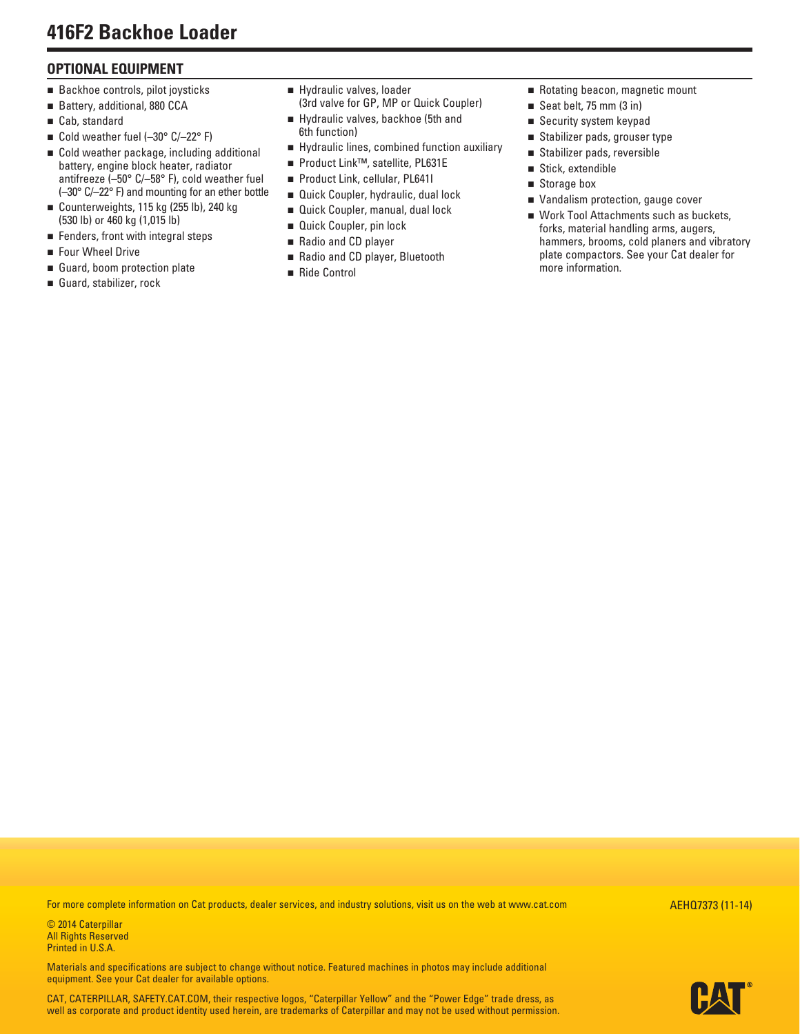# 416F2 Backhoe Loader

## OPTIONAL EQUIPMENT

- Backhoe controls, pilot joysticks
- Battery, additional, 880 CCA
- Cab, standard
- Cold weather fuel (–30° C/–22° F)
- Cold weather package, including additional battery, engine block heater, radiator antifreeze (–50° C/–58° F), cold weather fuel (–30° C/–22° F) and mounting for an ether bottle
- Counterweights, 115 kg (255 lb), 240 kg (530 lb) or 460 kg (1,015 lb)
- Fenders, front with integral steps
- Four Wheel Drive
- Guard, boom protection plate
- Guard, stabilizer, rock
- Hydraulic valves, loader (3rd valve for GP, MP or Quick Coupler)
- Hydraulic valves, backhoe (5th and 6th function)
- Hydraulic lines, combined function auxiliary
- Product Link™, satellite, PL631E
- Product Link, cellular, PL641I
- Quick Coupler, hydraulic, dual lock
- Quick Coupler, manual, dual lock
- Quick Coupler, pin lock
- Radio and CD player
- Radio and CD player, Bluetooth
- Ride Control
- Rotating beacon, magnetic mount
- Seat belt, 75 mm (3 in)
- Security system keypad
- Stabilizer pads, grouser type
- Stabilizer pads, reversible
- Stick, extendible
- Storage box
- Vandalism protection, gauge cover
- Work Tool Attachments such as buckets, forks, material handling arms, augers, hammers, brooms, cold planers and vibratory plate compactors. See your Cat dealer for more information.

For more complete information on Cat products, dealer services, and industry solutions, visit us on the web at www.cat.com

AEHQ7373 (11-14)

© 2014 Caterpillar
All Rights Reserved
Printed in U.S.A.

Materials and specifications are subject to change without notice. Featured machines in photos may include additional equipment. See your Cat dealer for available options.

CAT, CATERPILLAR, SAFETY.CAT.COM, their respective logos, "Caterpillar Yellow" and the "Power Edge" trade dress, as well as corporate and product identity used herein, are trademarks of Caterpillar and may not be used without permission.